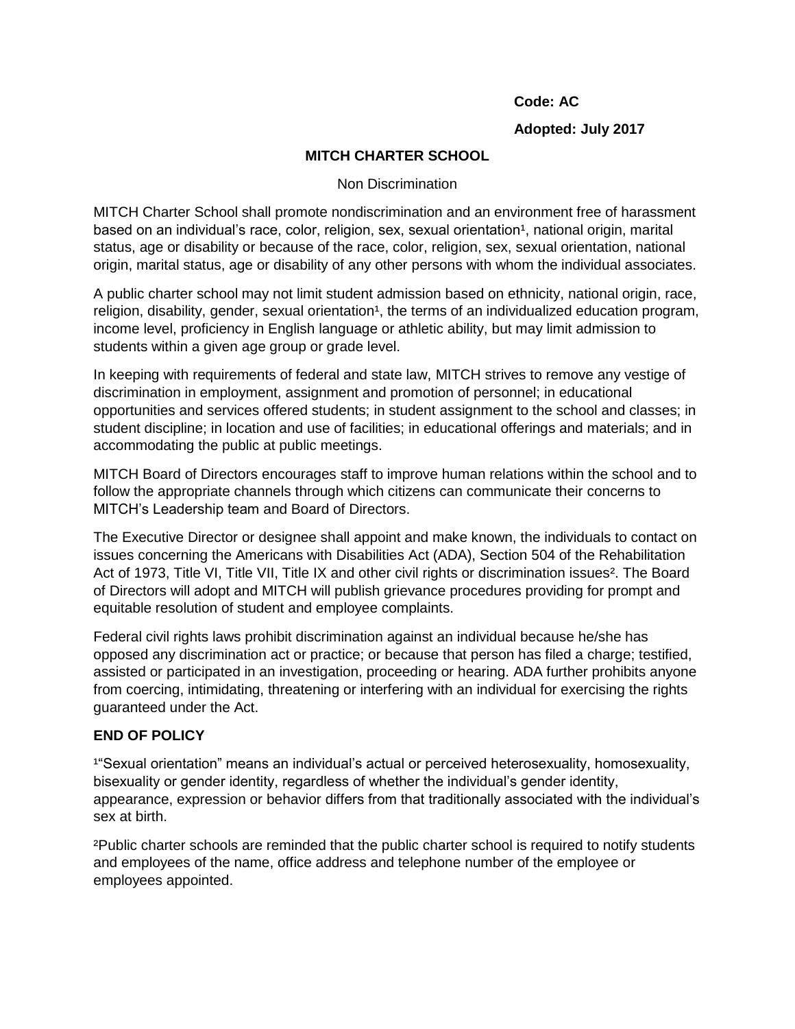**Code: AC**

**Adopted: July 2017**

**MITCH CHARTER SCHOOL**

Non Discrimination

MITCH Charter School shall promote nondiscrimination and an environment free of harassment based on an individual's race, color, religion, sex, sexual orientation[1], national origin, marital status, age or disability or because of the race, color, religion, sex, sexual orientation, national origin, marital status, age or disability of any other persons with whom the individual associates.

A public charter school may not limit student admission based on ethnicity, national origin, race, religion, disability, gender, sexual orientation[1], the terms of an individualized education program, income level, proficiency in English language or athletic ability, but may limit admission to students within a given age group or grade level.

In keeping with requirements of federal and state law, MITCH strives to remove any vestige of discrimination in employment, assignment and promotion of personnel; in educational opportunities and services offered students; in student assignment to the school and classes; in student discipline; in location and use of facilities; in educational offerings and materials; and in accommodating the public at public meetings.

MITCH Board of Directors encourages staff to improve human relations within the school and to follow the appropriate channels through which citizens can communicate their concerns to MITCH's Leadership team and Board of Directors.

The Executive Director or designee shall appoint and make known, the individuals to contact on issues concerning the Americans with Disabilities Act (ADA), Section 504 of the Rehabilitation Act of 1973, Title VI, Title VII, Title IX and other civil rights or discrimination issues[2]. The Board of Directors will adopt and MITCH will publish grievance procedures providing for prompt and equitable resolution of student and employee complaints.

Federal civil rights laws prohibit discrimination against an individual because he/she has opposed any discrimination act or practice; or because that person has filed a charge; testified, assisted or participated in an investigation, proceeding or hearing. ADA further prohibits anyone from coercing, intimidating, threatening or interfering with an individual for exercising the rights guaranteed under the Act.

**END OF POLICY**

[1]"Sexual orientation" means an individual's actual or perceived heterosexuality, homosexuality, bisexuality or gender identity, regardless of whether the individual's gender identity, appearance, expression or behavior differs from that traditionally associated with the individual's sex at birth.

[2]Public charter schools are reminded that the public charter school is required to notify students and employees of the name, office address and telephone number of the employee or employees appointed.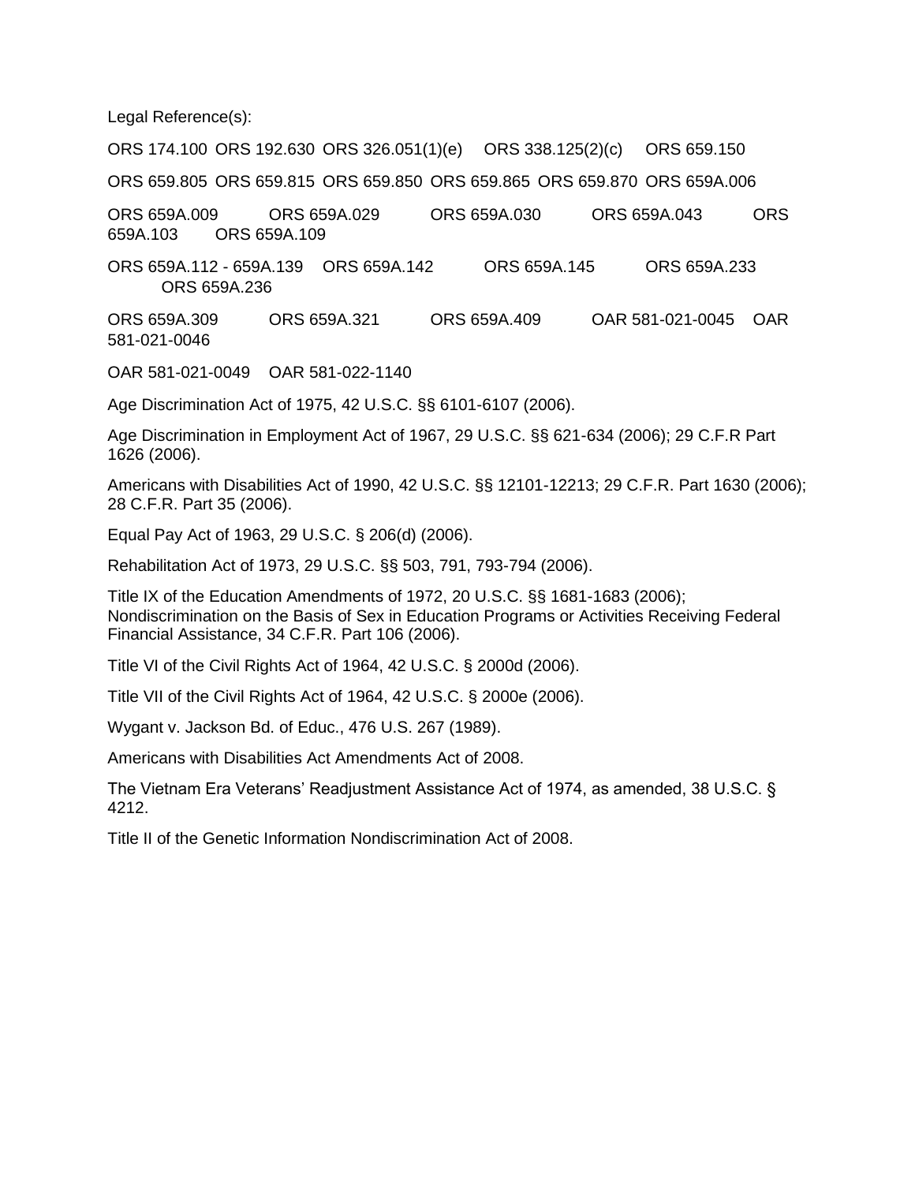Legal Reference(s):

ORS 174.100 ORS 192.630 ORS 326.051(1)(e) ORS 338.125(2)(c) ORS 659.150

ORS 659.805 ORS 659.815 ORS 659.850 ORS 659.865 ORS 659.870 ORS 659A.006

ORS 659A.009 ORS 659A.029 ORS 659A.030 ORS 659A.043 ORS 659A.103 ORS 659A.109

ORS 659A.112 - 659A.139 ORS 659A.142 ORS 659A.145 ORS 659A.233 ORS 659A.236

ORS 659A.309 ORS 659A.321 ORS 659A.409 OAR 581-021-0045 OAR 581-021-0046

OAR 581-021-0049 OAR 581-022-1140

Age Discrimination Act of 1975, 42 U.S.C. §§ 6101-6107 (2006).

Age Discrimination in Employment Act of 1967, 29 U.S.C. §§ 621-634 (2006); 29 C.F.R Part 1626 (2006).

Americans with Disabilities Act of 1990, 42 U.S.C. §§ 12101-12213; 29 C.F.R. Part 1630 (2006); 28 C.F.R. Part 35 (2006).

Equal Pay Act of 1963, 29 U.S.C. § 206(d) (2006).

Rehabilitation Act of 1973, 29 U.S.C. §§ 503, 791, 793-794 (2006).

Title IX of the Education Amendments of 1972, 20 U.S.C. §§ 1681-1683 (2006); Nondiscrimination on the Basis of Sex in Education Programs or Activities Receiving Federal Financial Assistance, 34 C.F.R. Part 106 (2006).

Title VI of the Civil Rights Act of 1964, 42 U.S.C. § 2000d (2006).

Title VII of the Civil Rights Act of 1964, 42 U.S.C. § 2000e (2006).

Wygant v. Jackson Bd. of Educ., 476 U.S. 267 (1989).

Americans with Disabilities Act Amendments Act of 2008.

The Vietnam Era Veterans' Readjustment Assistance Act of 1974, as amended, 38 U.S.C. § 4212.

Title II of the Genetic Information Nondiscrimination Act of 2008.